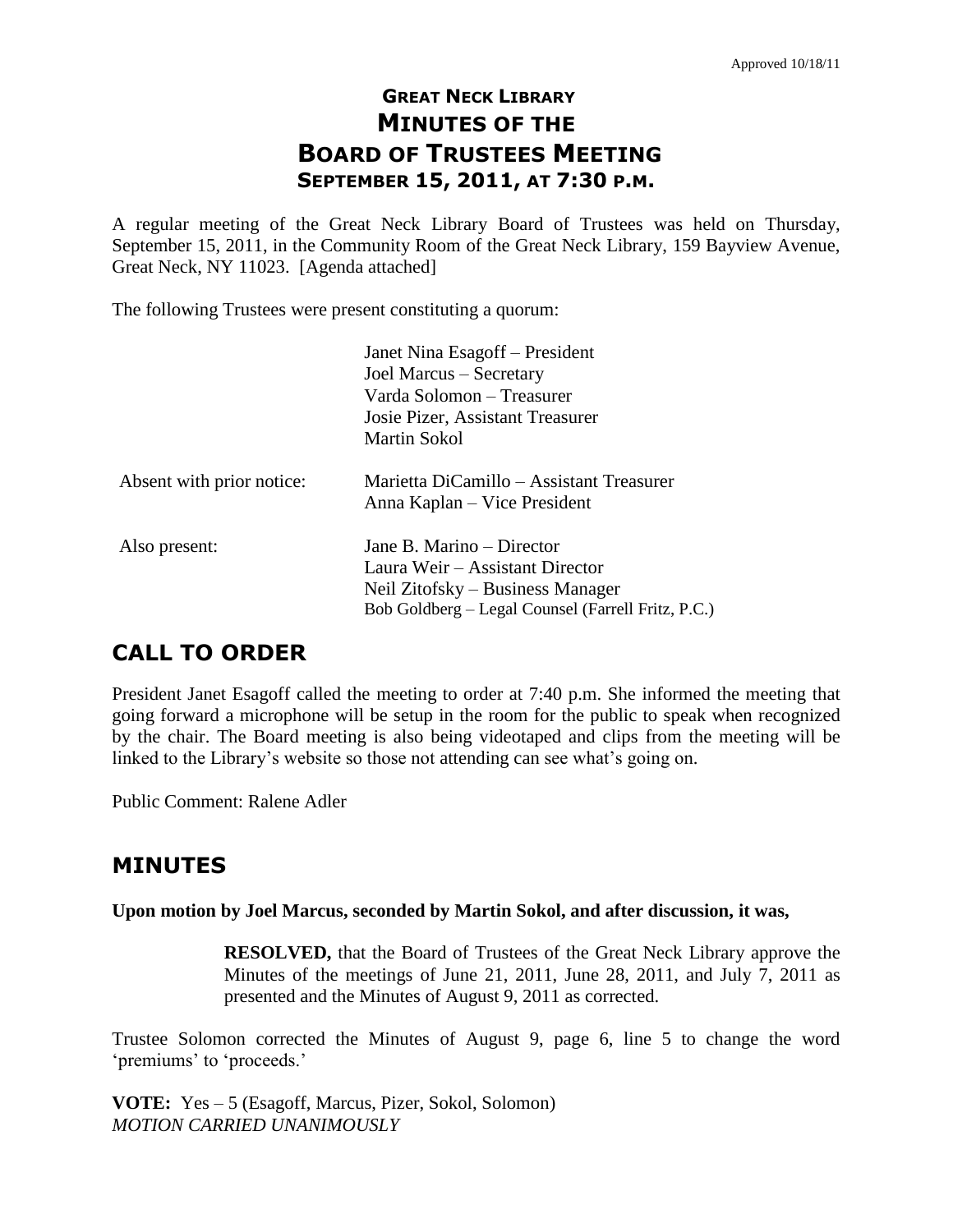Approved 10/18/11

# GREAT NECK LIBRARY
# MINUTES OF THE
# BOARD OF TRUSTEES MEETING
## SEPTEMBER 15, 2011, AT 7:30 P.M.

A regular meeting of the Great Neck Library Board of Trustees was held on Thursday, September 15, 2011, in the Community Room of the Great Neck Library, 159 Bayview Avenue, Great Neck, NY 11023. [Agenda attached]

The following Trustees were present constituting a quorum:

| | |
|---|---|
| | Janet Nina Esagoff – President |
| | Joel Marcus – Secretary |
| | Varda Solomon – Treasurer |
| | Josie Pizer, Assistant Treasurer |
| | Martin Sokol |
| Absent with prior notice: | Marietta DiCamillo – Assistant Treasurer |
| | Anna Kaplan – Vice President |
| Also present: | Jane B. Marino – Director |
| | Laura Weir – Assistant Director |
| | Neil Zitofsky – Business Manager |
| | Bob Goldberg – Legal Counsel (Farrell Fritz, P.C.) |

## CALL TO ORDER

President Janet Esagoff called the meeting to order at 7:40 p.m. She informed the meeting that going forward a microphone will be setup in the room for the public to speak when recognized by the chair. The Board meeting is also being videotaped and clips from the meeting will be linked to the Library's website so those not attending can see what's going on.

Public Comment: Ralene Adler

## MINUTES

**Upon motion by Joel Marcus, seconded by Martin Sokol, and after discussion, it was,**

> **RESOLVED,** that the Board of Trustees of the Great Neck Library approve the Minutes of the meetings of June 21, 2011, June 28, 2011, and July 7, 2011 as presented and the Minutes of August 9, 2011 as corrected.

Trustee Solomon corrected the Minutes of August 9, page 6, line 5 to change the word 'premiums' to 'proceeds.'

**VOTE:** Yes – 5 (Esagoff, Marcus, Pizer, Sokol, Solomon)
*MOTION CARRIED UNANIMOUSLY*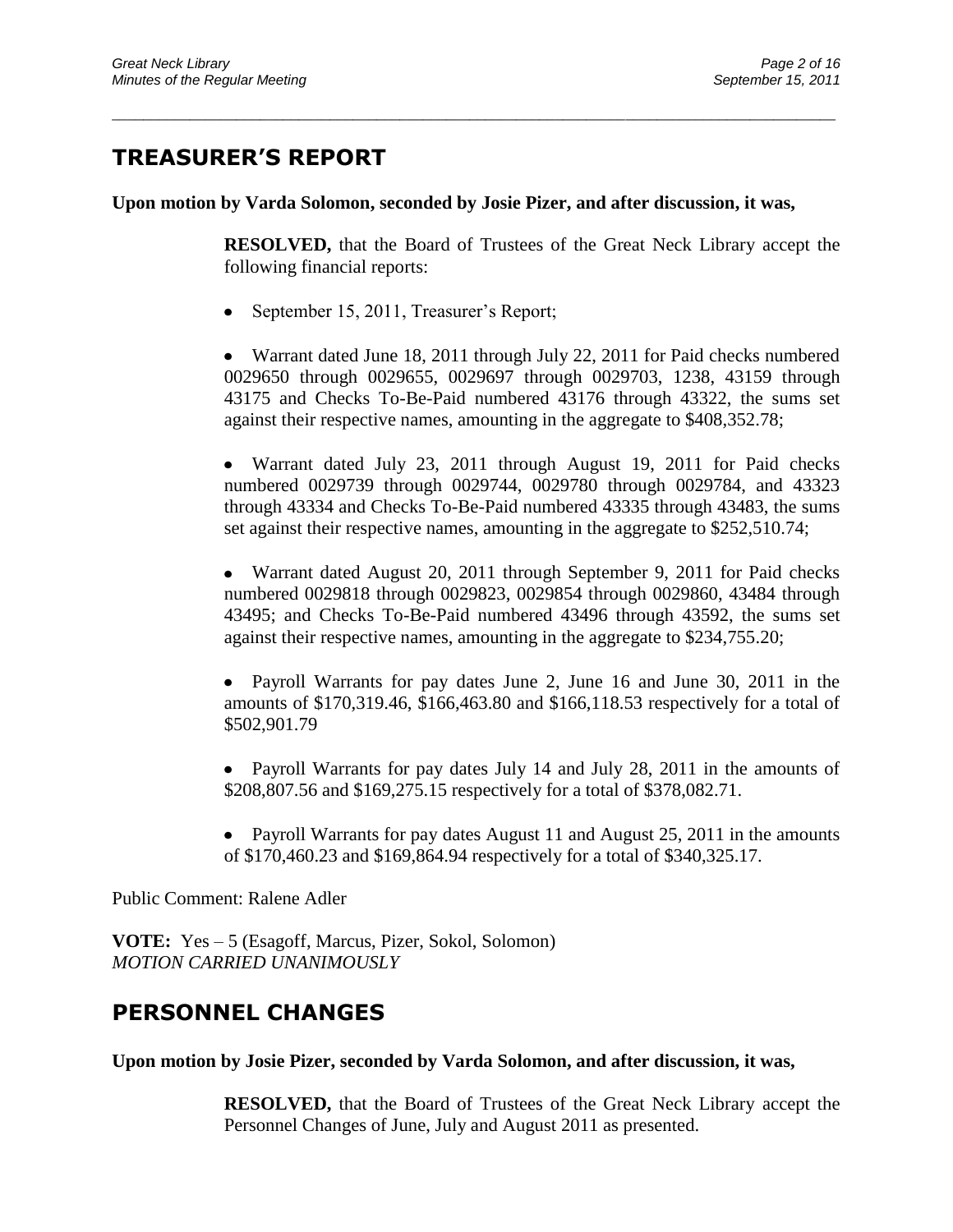## TREASURER'S REPORT

**Upon motion by Varda Solomon, seconded by Josie Pizer, and after discussion, it was,**

> **RESOLVED,** that the Board of Trustees of the Great Neck Library accept the following financial reports:
>
> - September 15, 2011, Treasurer's Report;
>
> - Warrant dated June 18, 2011 through July 22, 2011 for Paid checks numbered 0029650 through 0029655, 0029697 through 0029703, 1238, 43159 through 43175 and Checks To-Be-Paid numbered 43176 through 43322, the sums set against their respective names, amounting in the aggregate to $408,352.78;
>
> - Warrant dated July 23, 2011 through August 19, 2011 for Paid checks numbered 0029739 through 0029744, 0029780 through 0029784, and 43323 through 43334 and Checks To-Be-Paid numbered 43335 through 43483, the sums set against their respective names, amounting in the aggregate to $252,510.74;
>
> - Warrant dated August 20, 2011 through September 9, 2011 for Paid checks numbered 0029818 through 0029823, 0029854 through 0029860, 43484 through 43495; and Checks To-Be-Paid numbered 43496 through 43592, the sums set against their respective names, amounting in the aggregate to $234,755.20;
>
> - Payroll Warrants for pay dates June 2, June 16 and June 30, 2011 in the amounts of $170,319.46, $166,463.80 and $166,118.53 respectively for a total of $502,901.79
>
> - Payroll Warrants for pay dates July 14 and July 28, 2011 in the amounts of $208,807.56 and $169,275.15 respectively for a total of $378,082.71.
>
> - Payroll Warrants for pay dates August 11 and August 25, 2011 in the amounts of $170,460.23 and $169,864.94 respectively for a total of $340,325.17.

Public Comment: Ralene Adler

**VOTE:** Yes – 5 (Esagoff, Marcus, Pizer, Sokol, Solomon)
*MOTION CARRIED UNANIMOUSLY*

## PERSONNEL CHANGES

**Upon motion by Josie Pizer, seconded by Varda Solomon, and after discussion, it was,**

> **RESOLVED,** that the Board of Trustees of the Great Neck Library accept the Personnel Changes of June, July and August 2011 as presented.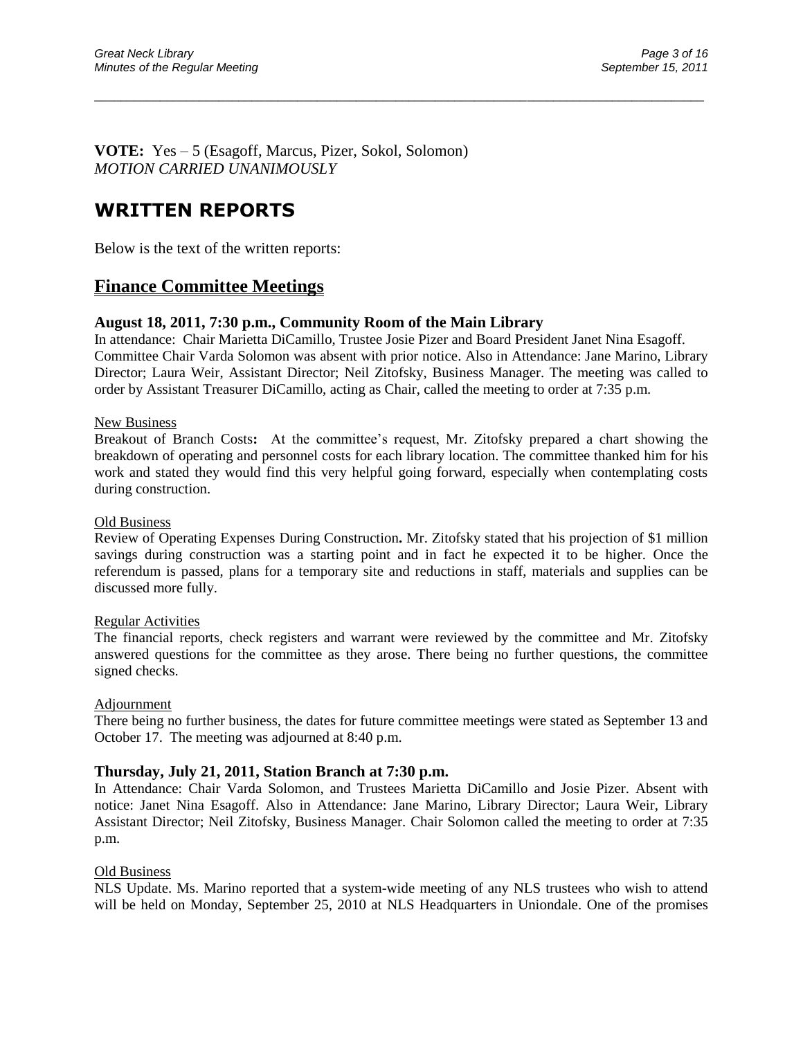**VOTE:** Yes – 5 (Esagoff, Marcus, Pizer, Sokol, Solomon)
*MOTION CARRIED UNANIMOUSLY*

# WRITTEN REPORTS

Below is the text of the written reports:

## Finance Committee Meetings

### August 18, 2011, 7:30 p.m., Community Room of the Main Library

In attendance: Chair Marietta DiCamillo, Trustee Josie Pizer and Board President Janet Nina Esagoff. Committee Chair Varda Solomon was absent with prior notice. Also in Attendance: Jane Marino, Library Director; Laura Weir, Assistant Director; Neil Zitofsky, Business Manager. The meeting was called to order by Assistant Treasurer DiCamillo, acting as Chair, called the meeting to order at 7:35 p.m.

New Business

Breakout of Branch Costs**:** At the committee's request, Mr. Zitofsky prepared a chart showing the breakdown of operating and personnel costs for each library location. The committee thanked him for his work and stated they would find this very helpful going forward, especially when contemplating costs during construction.

Old Business

Review of Operating Expenses During Construction**.** Mr. Zitofsky stated that his projection of $1 million savings during construction was a starting point and in fact he expected it to be higher. Once the referendum is passed, plans for a temporary site and reductions in staff, materials and supplies can be discussed more fully.

Regular Activities

The financial reports, check registers and warrant were reviewed by the committee and Mr. Zitofsky answered questions for the committee as they arose. There being no further questions, the committee signed checks.

Adjournment

There being no further business, the dates for future committee meetings were stated as September 13 and October 17. The meeting was adjourned at 8:40 p.m.

### Thursday, July 21, 2011, Station Branch at 7:30 p.m.

In Attendance: Chair Varda Solomon, and Trustees Marietta DiCamillo and Josie Pizer. Absent with notice: Janet Nina Esagoff. Also in Attendance: Jane Marino, Library Director; Laura Weir, Library Assistant Director; Neil Zitofsky, Business Manager. Chair Solomon called the meeting to order at 7:35 p.m.

Old Business

NLS Update. Ms. Marino reported that a system-wide meeting of any NLS trustees who wish to attend will be held on Monday, September 25, 2010 at NLS Headquarters in Uniondale. One of the promises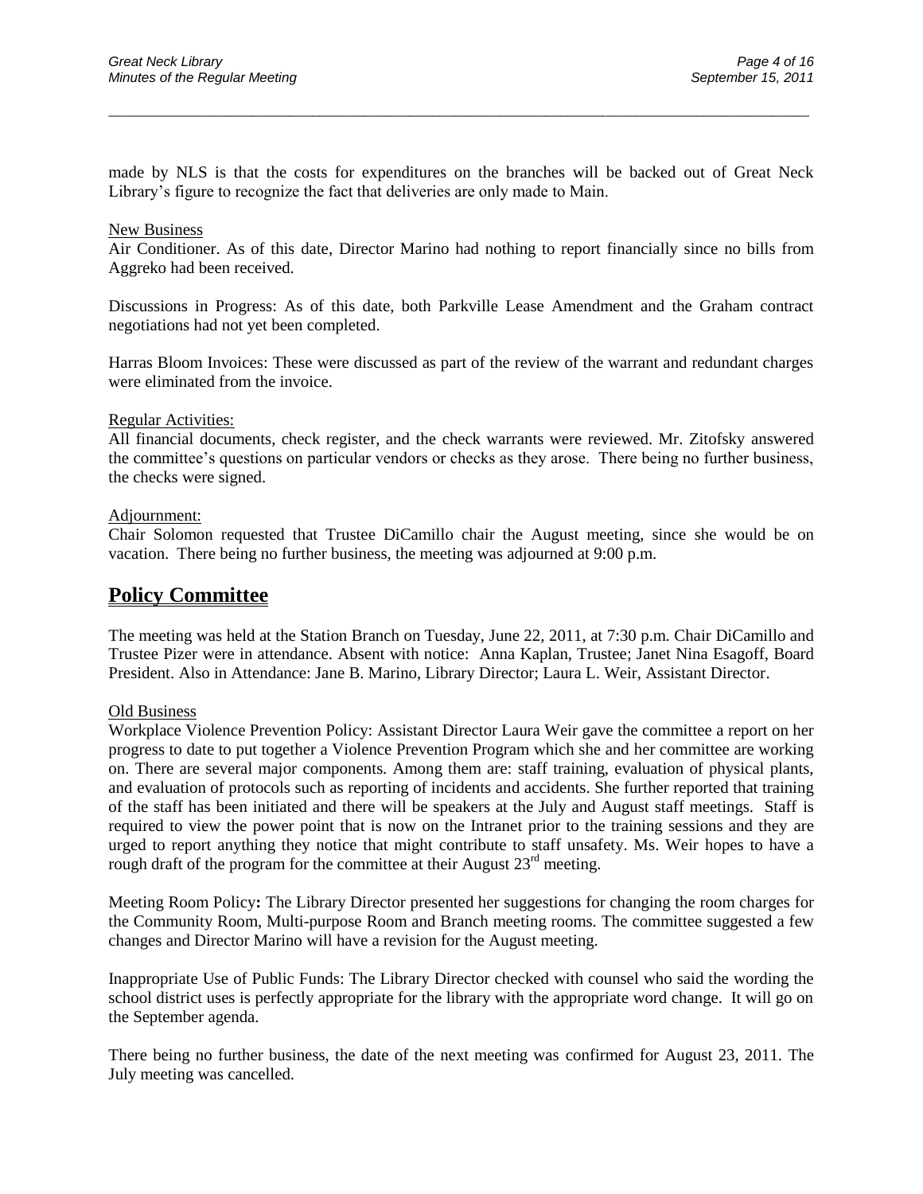made by NLS is that the costs for expenditures on the branches will be backed out of Great Neck Library's figure to recognize the fact that deliveries are only made to Main.

New Business

Air Conditioner. As of this date, Director Marino had nothing to report financially since no bills from Aggreko had been received.

Discussions in Progress: As of this date, both Parkville Lease Amendment and the Graham contract negotiations had not yet been completed.

Harras Bloom Invoices: These were discussed as part of the review of the warrant and redundant charges were eliminated from the invoice.

Regular Activities:

All financial documents, check register, and the check warrants were reviewed. Mr. Zitofsky answered the committee's questions on particular vendors or checks as they arose. There being no further business, the checks were signed.

Adjournment:

Chair Solomon requested that Trustee DiCamillo chair the August meeting, since she would be on vacation. There being no further business, the meeting was adjourned at 9:00 p.m.

## Policy Committee

The meeting was held at the Station Branch on Tuesday, June 22, 2011, at 7:30 p.m. Chair DiCamillo and Trustee Pizer were in attendance. Absent with notice: Anna Kaplan, Trustee; Janet Nina Esagoff, Board President. Also in Attendance: Jane B. Marino, Library Director; Laura L. Weir, Assistant Director.

Old Business

Workplace Violence Prevention Policy: Assistant Director Laura Weir gave the committee a report on her progress to date to put together a Violence Prevention Program which she and her committee are working on. There are several major components. Among them are: staff training, evaluation of physical plants, and evaluation of protocols such as reporting of incidents and accidents. She further reported that training of the staff has been initiated and there will be speakers at the July and August staff meetings. Staff is required to view the power point that is now on the Intranet prior to the training sessions and they are urged to report anything they notice that might contribute to staff unsafety. Ms. Weir hopes to have a rough draft of the program for the committee at their August 23rd meeting.

Meeting Room Policy**:** The Library Director presented her suggestions for changing the room charges for the Community Room, Multi-purpose Room and Branch meeting rooms. The committee suggested a few changes and Director Marino will have a revision for the August meeting.

Inappropriate Use of Public Funds: The Library Director checked with counsel who said the wording the school district uses is perfectly appropriate for the library with the appropriate word change. It will go on the September agenda.

There being no further business, the date of the next meeting was confirmed for August 23, 2011. The July meeting was cancelled.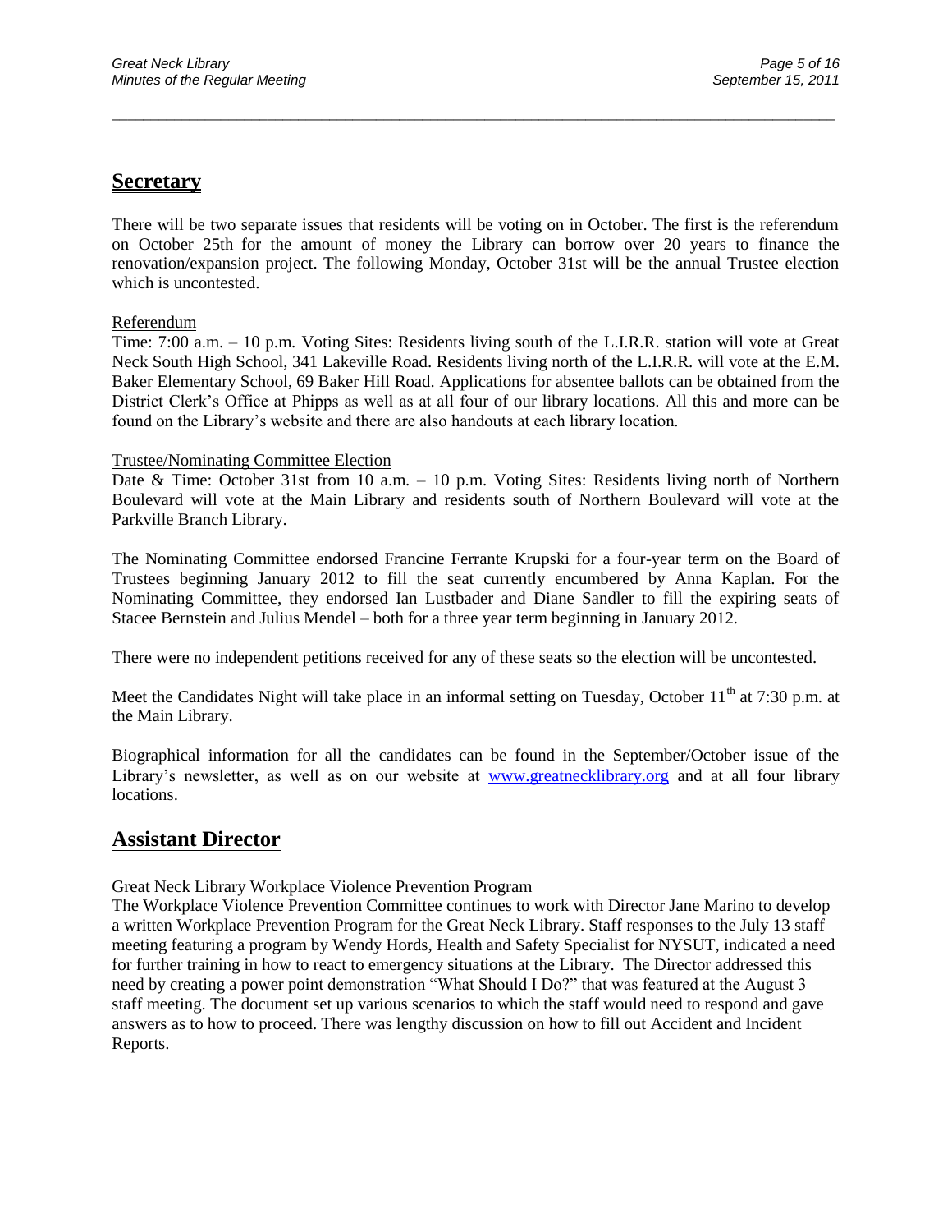## Secretary

There will be two separate issues that residents will be voting on in October. The first is the referendum on October 25th for the amount of money the Library can borrow over 20 years to finance the renovation/expansion project. The following Monday, October 31st will be the annual Trustee election which is uncontested.

Referendum

Time: 7:00 a.m. – 10 p.m. Voting Sites: Residents living south of the L.I.R.R. station will vote at Great Neck South High School, 341 Lakeville Road. Residents living north of the L.I.R.R. will vote at the E.M. Baker Elementary School, 69 Baker Hill Road. Applications for absentee ballots can be obtained from the District Clerk's Office at Phipps as well as at all four of our library locations. All this and more can be found on the Library's website and there are also handouts at each library location.

Trustee/Nominating Committee Election

Date & Time: October 31st from 10 a.m. – 10 p.m. Voting Sites: Residents living north of Northern Boulevard will vote at the Main Library and residents south of Northern Boulevard will vote at the Parkville Branch Library.

The Nominating Committee endorsed Francine Ferrante Krupski for a four-year term on the Board of Trustees beginning January 2012 to fill the seat currently encumbered by Anna Kaplan. For the Nominating Committee, they endorsed Ian Lustbader and Diane Sandler to fill the expiring seats of Stacee Bernstein and Julius Mendel – both for a three year term beginning in January 2012.

There were no independent petitions received for any of these seats so the election will be uncontested.

Meet the Candidates Night will take place in an informal setting on Tuesday, October 11th at 7:30 p.m. at the Main Library.

Biographical information for all the candidates can be found in the September/October issue of the Library's newsletter, as well as on our website at www.greatnecklibrary.org and at all four library locations.

## Assistant Director

Great Neck Library Workplace Violence Prevention Program

The Workplace Violence Prevention Committee continues to work with Director Jane Marino to develop a written Workplace Prevention Program for the Great Neck Library. Staff responses to the July 13 staff meeting featuring a program by Wendy Hords, Health and Safety Specialist for NYSUT, indicated a need for further training in how to react to emergency situations at the Library. The Director addressed this need by creating a power point demonstration "What Should I Do?" that was featured at the August 3 staff meeting. The document set up various scenarios to which the staff would need to respond and gave answers as to how to proceed. There was lengthy discussion on how to fill out Accident and Incident Reports.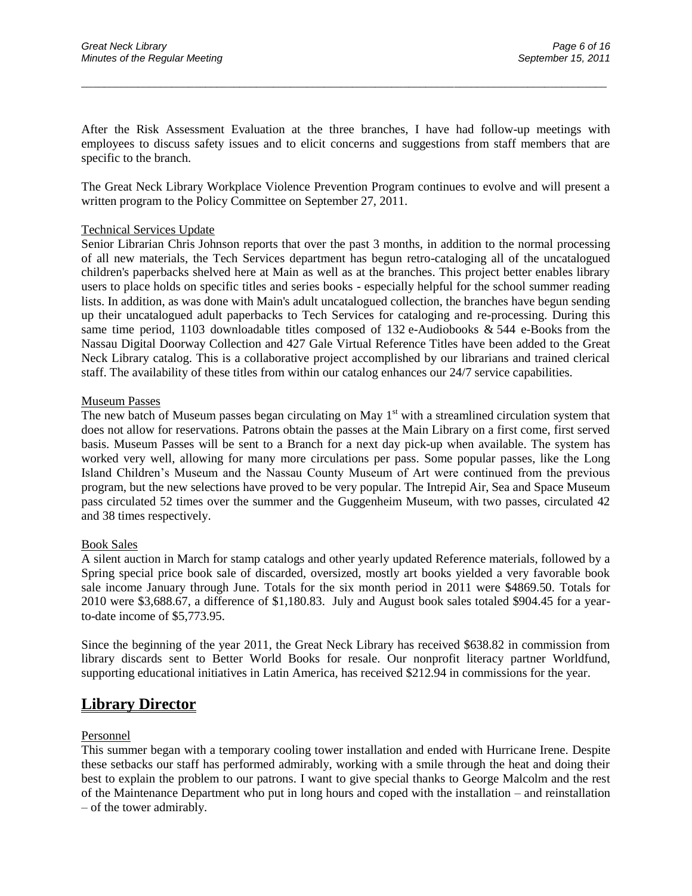After the Risk Assessment Evaluation at the three branches, I have had follow-up meetings with employees to discuss safety issues and to elicit concerns and suggestions from staff members that are specific to the branch.

The Great Neck Library Workplace Violence Prevention Program continues to evolve and will present a written program to the Policy Committee on September 27, 2011.

Technical Services Update

Senior Librarian Chris Johnson reports that over the past 3 months, in addition to the normal processing of all new materials, the Tech Services department has begun retro-cataloging all of the uncatalogued children's paperbacks shelved here at Main as well as at the branches. This project better enables library users to place holds on specific titles and series books - especially helpful for the school summer reading lists. In addition, as was done with Main's adult uncatalogued collection, the branches have begun sending up their uncatalogued adult paperbacks to Tech Services for cataloging and re-processing. During this same time period, 1103 downloadable titles composed of 132 e-Audiobooks & 544 e-Books from the Nassau Digital Doorway Collection and 427 Gale Virtual Reference Titles have been added to the Great Neck Library catalog. This is a collaborative project accomplished by our librarians and trained clerical staff. The availability of these titles from within our catalog enhances our 24/7 service capabilities.

Museum Passes

The new batch of Museum passes began circulating on May 1st with a streamlined circulation system that does not allow for reservations. Patrons obtain the passes at the Main Library on a first come, first served basis. Museum Passes will be sent to a Branch for a next day pick-up when available. The system has worked very well, allowing for many more circulations per pass. Some popular passes, like the Long Island Children's Museum and the Nassau County Museum of Art were continued from the previous program, but the new selections have proved to be very popular. The Intrepid Air, Sea and Space Museum pass circulated 52 times over the summer and the Guggenheim Museum, with two passes, circulated 42 and 38 times respectively.

Book Sales

A silent auction in March for stamp catalogs and other yearly updated Reference materials, followed by a Spring special price book sale of discarded, oversized, mostly art books yielded a very favorable book sale income January through June. Totals for the six month period in 2011 were $4869.50. Totals for 2010 were $3,688.67, a difference of $1,180.83. July and August book sales totaled $904.45 for a year-to-date income of $5,773.95.

Since the beginning of the year 2011, the Great Neck Library has received $638.82 in commission from library discards sent to Better World Books for resale. Our nonprofit literacy partner Worldfund, supporting educational initiatives in Latin America, has received $212.94 in commissions for the year.

## Library Director

Personnel

This summer began with a temporary cooling tower installation and ended with Hurricane Irene. Despite these setbacks our staff has performed admirably, working with a smile through the heat and doing their best to explain the problem to our patrons. I want to give special thanks to George Malcolm and the rest of the Maintenance Department who put in long hours and coped with the installation – and reinstallation – of the tower admirably.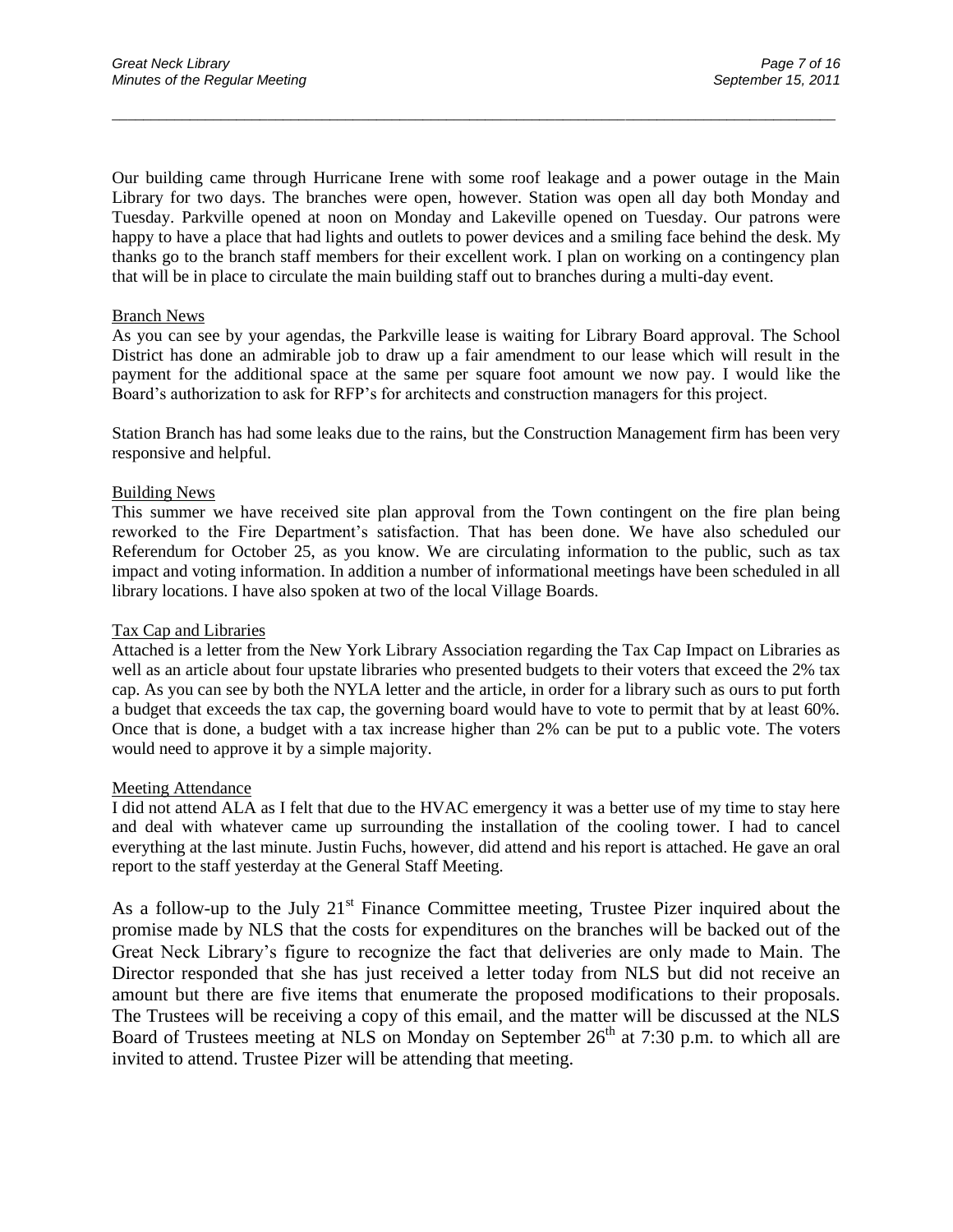Our building came through Hurricane Irene with some roof leakage and a power outage in the Main Library for two days. The branches were open, however. Station was open all day both Monday and Tuesday. Parkville opened at noon on Monday and Lakeville opened on Tuesday. Our patrons were happy to have a place that had lights and outlets to power devices and a smiling face behind the desk. My thanks go to the branch staff members for their excellent work. I plan on working on a contingency plan that will be in place to circulate the main building staff out to branches during a multi-day event.

Branch News

As you can see by your agendas, the Parkville lease is waiting for Library Board approval. The School District has done an admirable job to draw up a fair amendment to our lease which will result in the payment for the additional space at the same per square foot amount we now pay. I would like the Board's authorization to ask for RFP's for architects and construction managers for this project.

Station Branch has had some leaks due to the rains, but the Construction Management firm has been very responsive and helpful.

Building News

This summer we have received site plan approval from the Town contingent on the fire plan being reworked to the Fire Department's satisfaction. That has been done. We have also scheduled our Referendum for October 25, as you know. We are circulating information to the public, such as tax impact and voting information. In addition a number of informational meetings have been scheduled in all library locations. I have also spoken at two of the local Village Boards.

Tax Cap and Libraries

Attached is a letter from the New York Library Association regarding the Tax Cap Impact on Libraries as well as an article about four upstate libraries who presented budgets to their voters that exceed the 2% tax cap. As you can see by both the NYLA letter and the article, in order for a library such as ours to put forth a budget that exceeds the tax cap, the governing board would have to vote to permit that by at least 60%. Once that is done, a budget with a tax increase higher than 2% can be put to a public vote. The voters would need to approve it by a simple majority.

Meeting Attendance

I did not attend ALA as I felt that due to the HVAC emergency it was a better use of my time to stay here and deal with whatever came up surrounding the installation of the cooling tower. I had to cancel everything at the last minute. Justin Fuchs, however, did attend and his report is attached. He gave an oral report to the staff yesterday at the General Staff Meeting.

As a follow-up to the July 21st Finance Committee meeting, Trustee Pizer inquired about the promise made by NLS that the costs for expenditures on the branches will be backed out of the Great Neck Library's figure to recognize the fact that deliveries are only made to Main. The Director responded that she has just received a letter today from NLS but did not receive an amount but there are five items that enumerate the proposed modifications to their proposals. The Trustees will be receiving a copy of this email, and the matter will be discussed at the NLS Board of Trustees meeting at NLS on Monday on September 26th at 7:30 p.m. to which all are invited to attend. Trustee Pizer will be attending that meeting.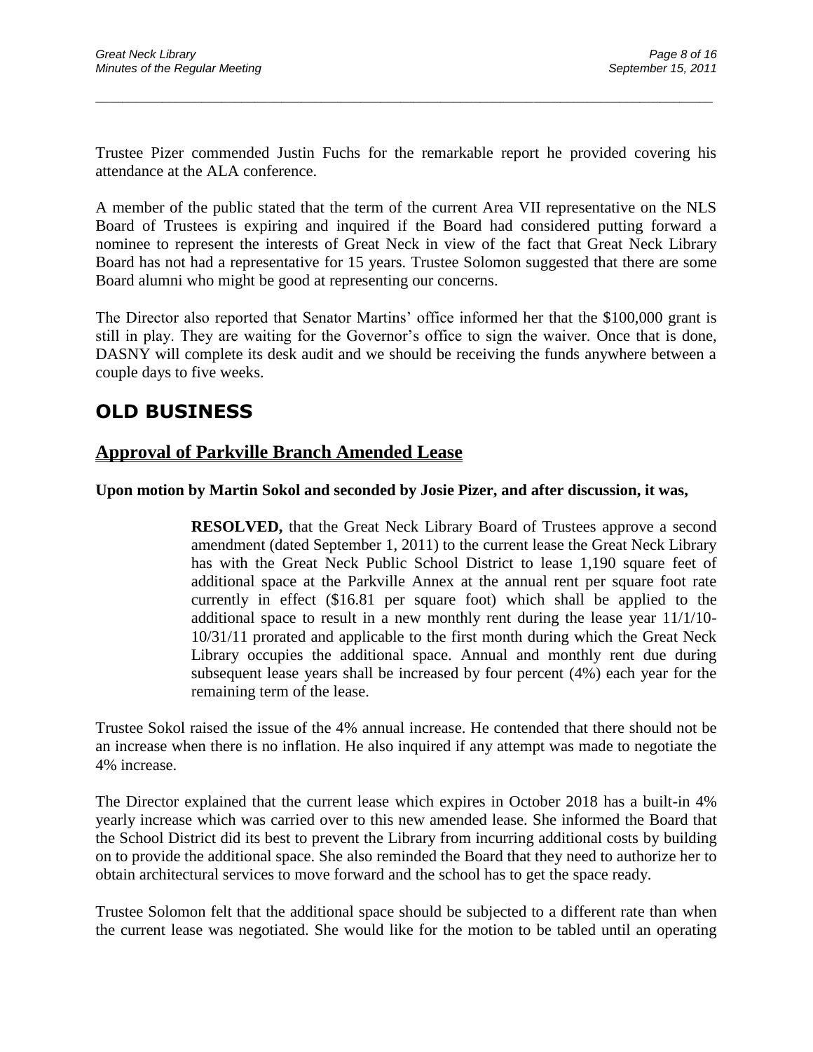Trustee Pizer commended Justin Fuchs for the remarkable report he provided covering his attendance at the ALA conference.

A member of the public stated that the term of the current Area VII representative on the NLS Board of Trustees is expiring and inquired if the Board had considered putting forward a nominee to represent the interests of Great Neck in view of the fact that Great Neck Library Board has not had a representative for 15 years. Trustee Solomon suggested that there are some Board alumni who might be good at representing our concerns.

The Director also reported that Senator Martins' office informed her that the $100,000 grant is still in play. They are waiting for the Governor's office to sign the waiver. Once that is done, DASNY will complete its desk audit and we should be receiving the funds anywhere between a couple days to five weeks.

# OLD BUSINESS

## Approval of Parkville Branch Amended Lease

**Upon motion by Martin Sokol and seconded by Josie Pizer, and after discussion, it was,**

> **RESOLVED,** that the Great Neck Library Board of Trustees approve a second amendment (dated September 1, 2011) to the current lease the Great Neck Library has with the Great Neck Public School District to lease 1,190 square feet of additional space at the Parkville Annex at the annual rent per square foot rate currently in effect ($16.81 per square foot) which shall be applied to the additional space to result in a new monthly rent during the lease year 11/1/10-10/31/11 prorated and applicable to the first month during which the Great Neck Library occupies the additional space. Annual and monthly rent due during subsequent lease years shall be increased by four percent (4%) each year for the remaining term of the lease.

Trustee Sokol raised the issue of the 4% annual increase. He contended that there should not be an increase when there is no inflation. He also inquired if any attempt was made to negotiate the 4% increase.

The Director explained that the current lease which expires in October 2018 has a built-in 4% yearly increase which was carried over to this new amended lease. She informed the Board that the School District did its best to prevent the Library from incurring additional costs by building on to provide the additional space. She also reminded the Board that they need to authorize her to obtain architectural services to move forward and the school has to get the space ready.

Trustee Solomon felt that the additional space should be subjected to a different rate than when the current lease was negotiated. She would like for the motion to be tabled until an operating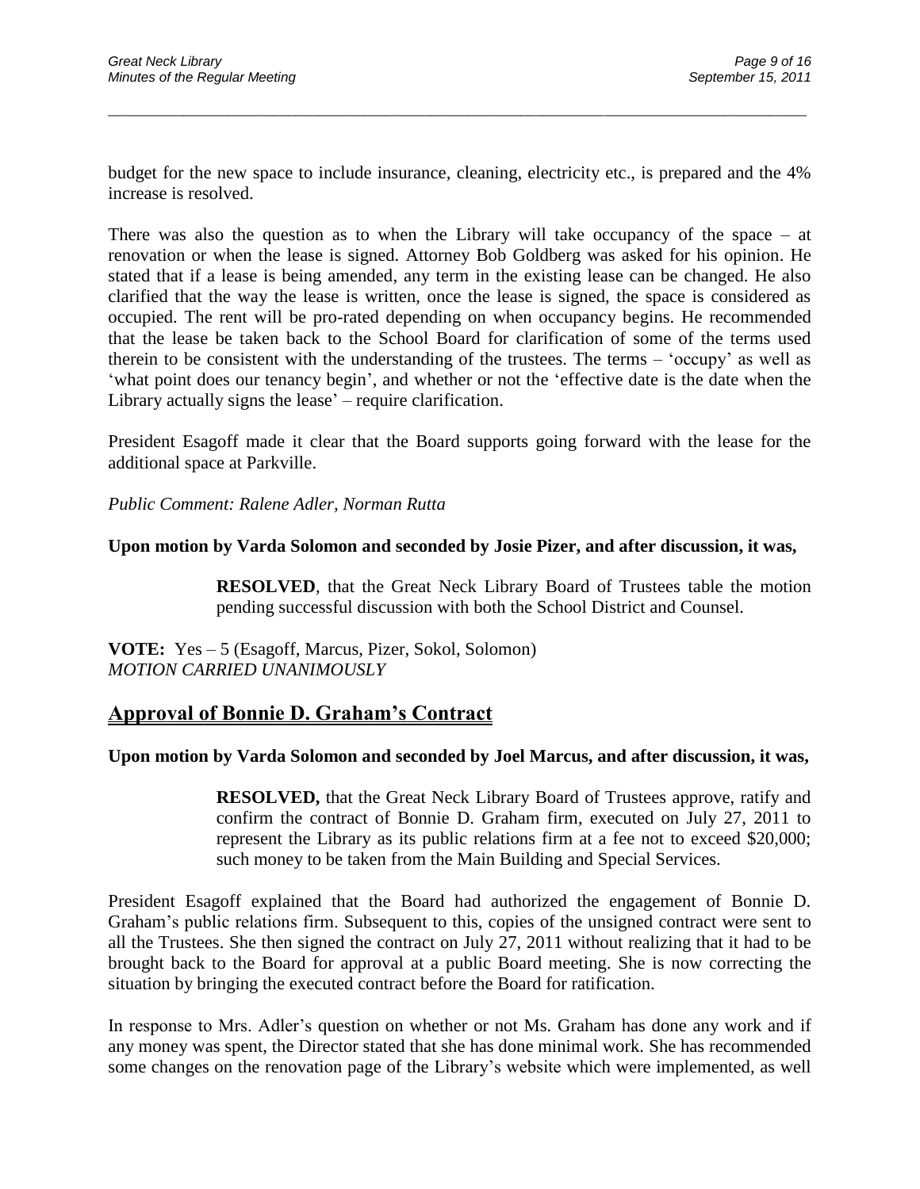budget for the new space to include insurance, cleaning, electricity etc., is prepared and the 4% increase is resolved.

There was also the question as to when the Library will take occupancy of the space – at renovation or when the lease is signed. Attorney Bob Goldberg was asked for his opinion. He stated that if a lease is being amended, any term in the existing lease can be changed. He also clarified that the way the lease is written, once the lease is signed, the space is considered as occupied. The rent will be pro-rated depending on when occupancy begins. He recommended that the lease be taken back to the School Board for clarification of some of the terms used therein to be consistent with the understanding of the trustees. The terms – 'occupy' as well as 'what point does our tenancy begin', and whether or not the 'effective date is the date when the Library actually signs the lease' – require clarification.

President Esagoff made it clear that the Board supports going forward with the lease for the additional space at Parkville.

*Public Comment: Ralene Adler, Norman Rutta*

**Upon motion by Varda Solomon and seconded by Josie Pizer, and after discussion, it was,**

> **RESOLVED**, that the Great Neck Library Board of Trustees table the motion pending successful discussion with both the School District and Counsel.

**VOTE:** Yes – 5 (Esagoff, Marcus, Pizer, Sokol, Solomon)
*MOTION CARRIED UNANIMOUSLY*

## Approval of Bonnie D. Graham's Contract

**Upon motion by Varda Solomon and seconded by Joel Marcus, and after discussion, it was,**

> **RESOLVED,** that the Great Neck Library Board of Trustees approve, ratify and confirm the contract of Bonnie D. Graham firm, executed on July 27, 2011 to represent the Library as its public relations firm at a fee not to exceed $20,000; such money to be taken from the Main Building and Special Services.

President Esagoff explained that the Board had authorized the engagement of Bonnie D. Graham's public relations firm. Subsequent to this, copies of the unsigned contract were sent to all the Trustees. She then signed the contract on July 27, 2011 without realizing that it had to be brought back to the Board for approval at a public Board meeting. She is now correcting the situation by bringing the executed contract before the Board for ratification.

In response to Mrs. Adler's question on whether or not Ms. Graham has done any work and if any money was spent, the Director stated that she has done minimal work. She has recommended some changes on the renovation page of the Library's website which were implemented, as well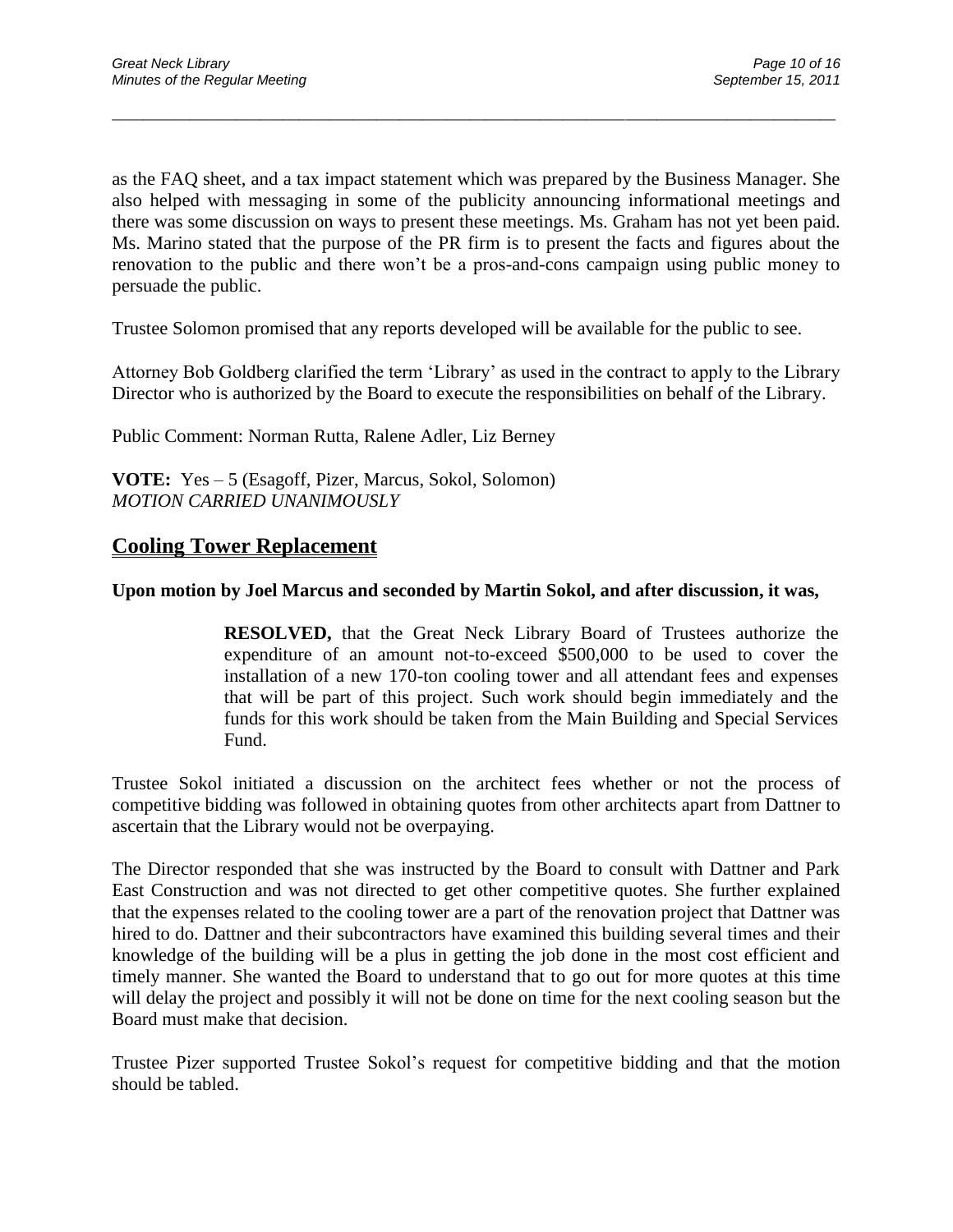as the FAQ sheet, and a tax impact statement which was prepared by the Business Manager. She also helped with messaging in some of the publicity announcing informational meetings and there was some discussion on ways to present these meetings. Ms. Graham has not yet been paid. Ms. Marino stated that the purpose of the PR firm is to present the facts and figures about the renovation to the public and there won't be a pros-and-cons campaign using public money to persuade the public.

Trustee Solomon promised that any reports developed will be available for the public to see.

Attorney Bob Goldberg clarified the term 'Library' as used in the contract to apply to the Library Director who is authorized by the Board to execute the responsibilities on behalf of the Library.

Public Comment: Norman Rutta, Ralene Adler, Liz Berney

**VOTE:** Yes – 5 (Esagoff, Pizer, Marcus, Sokol, Solomon)
*MOTION CARRIED UNANIMOUSLY*

## Cooling Tower Replacement

**Upon motion by Joel Marcus and seconded by Martin Sokol, and after discussion, it was,**

> **RESOLVED,** that the Great Neck Library Board of Trustees authorize the expenditure of an amount not-to-exceed $500,000 to be used to cover the installation of a new 170-ton cooling tower and all attendant fees and expenses that will be part of this project. Such work should begin immediately and the funds for this work should be taken from the Main Building and Special Services Fund.

Trustee Sokol initiated a discussion on the architect fees whether or not the process of competitive bidding was followed in obtaining quotes from other architects apart from Dattner to ascertain that the Library would not be overpaying.

The Director responded that she was instructed by the Board to consult with Dattner and Park East Construction and was not directed to get other competitive quotes. She further explained that the expenses related to the cooling tower are a part of the renovation project that Dattner was hired to do. Dattner and their subcontractors have examined this building several times and their knowledge of the building will be a plus in getting the job done in the most cost efficient and timely manner. She wanted the Board to understand that to go out for more quotes at this time will delay the project and possibly it will not be done on time for the next cooling season but the Board must make that decision.

Trustee Pizer supported Trustee Sokol's request for competitive bidding and that the motion should be tabled.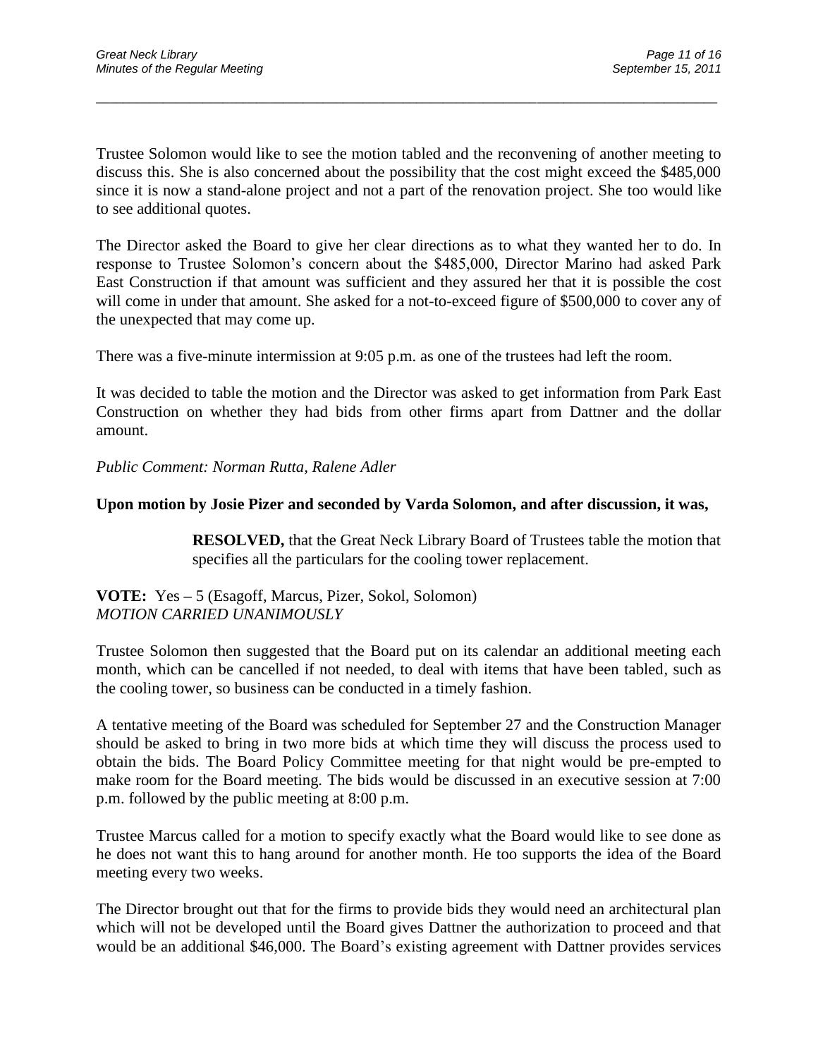Trustee Solomon would like to see the motion tabled and the reconvening of another meeting to discuss this. She is also concerned about the possibility that the cost might exceed the $485,000 since it is now a stand-alone project and not a part of the renovation project. She too would like to see additional quotes.

The Director asked the Board to give her clear directions as to what they wanted her to do. In response to Trustee Solomon's concern about the $485,000, Director Marino had asked Park East Construction if that amount was sufficient and they assured her that it is possible the cost will come in under that amount. She asked for a not-to-exceed figure of $500,000 to cover any of the unexpected that may come up.

There was a five-minute intermission at 9:05 p.m. as one of the trustees had left the room.

It was decided to table the motion and the Director was asked to get information from Park East Construction on whether they had bids from other firms apart from Dattner and the dollar amount.

*Public Comment: Norman Rutta, Ralene Adler*

**Upon motion by Josie Pizer and seconded by Varda Solomon, and after discussion, it was,**

> **RESOLVED,** that the Great Neck Library Board of Trustees table the motion that specifies all the particulars for the cooling tower replacement.

**VOTE:** Yes – 5 (Esagoff, Marcus, Pizer, Sokol, Solomon)
*MOTION CARRIED UNANIMOUSLY*

Trustee Solomon then suggested that the Board put on its calendar an additional meeting each month, which can be cancelled if not needed, to deal with items that have been tabled, such as the cooling tower, so business can be conducted in a timely fashion.

A tentative meeting of the Board was scheduled for September 27 and the Construction Manager should be asked to bring in two more bids at which time they will discuss the process used to obtain the bids. The Board Policy Committee meeting for that night would be pre-empted to make room for the Board meeting. The bids would be discussed in an executive session at 7:00 p.m. followed by the public meeting at 8:00 p.m.

Trustee Marcus called for a motion to specify exactly what the Board would like to see done as he does not want this to hang around for another month. He too supports the idea of the Board meeting every two weeks.

The Director brought out that for the firms to provide bids they would need an architectural plan which will not be developed until the Board gives Dattner the authorization to proceed and that would be an additional $46,000. The Board's existing agreement with Dattner provides services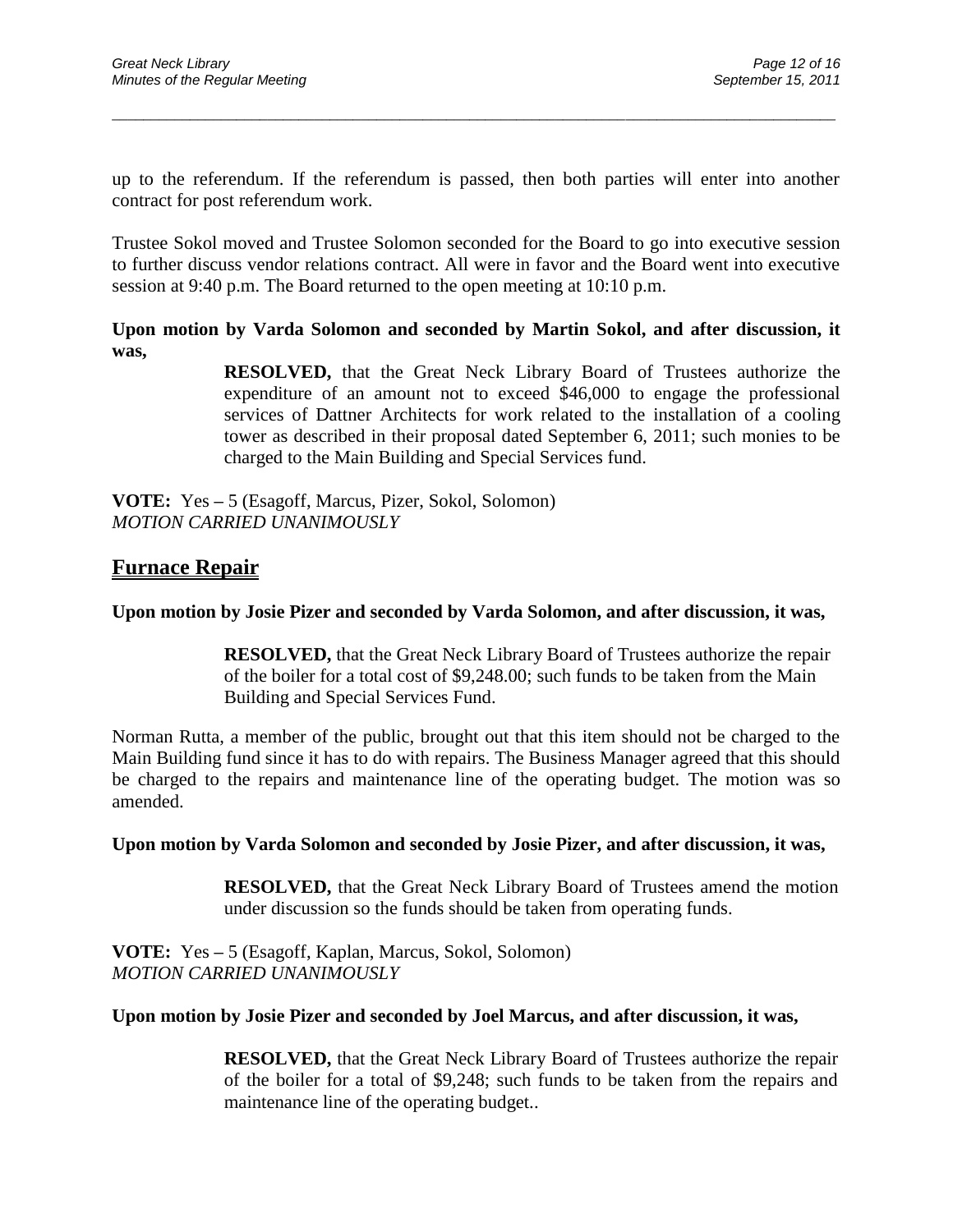up to the referendum. If the referendum is passed, then both parties will enter into another contract for post referendum work.

Trustee Sokol moved and Trustee Solomon seconded for the Board to go into executive session to further discuss vendor relations contract. All were in favor and the Board went into executive session at 9:40 p.m. The Board returned to the open meeting at 10:10 p.m.

**Upon motion by Varda Solomon and seconded by Martin Sokol, and after discussion, it was,**

> **RESOLVED,** that the Great Neck Library Board of Trustees authorize the expenditure of an amount not to exceed $46,000 to engage the professional services of Dattner Architects for work related to the installation of a cooling tower as described in their proposal dated September 6, 2011; such monies to be charged to the Main Building and Special Services fund.

**VOTE:** Yes **–** 5 (Esagoff, Marcus, Pizer, Sokol, Solomon)
*MOTION CARRIED UNANIMOUSLY*

## Furnace Repair

**Upon motion by Josie Pizer and seconded by Varda Solomon, and after discussion, it was,**

> **RESOLVED,** that the Great Neck Library Board of Trustees authorize the repair of the boiler for a total cost of $9,248.00; such funds to be taken from the Main Building and Special Services Fund.

Norman Rutta, a member of the public, brought out that this item should not be charged to the Main Building fund since it has to do with repairs. The Business Manager agreed that this should be charged to the repairs and maintenance line of the operating budget. The motion was so amended.

**Upon motion by Varda Solomon and seconded by Josie Pizer, and after discussion, it was,**

> **RESOLVED,** that the Great Neck Library Board of Trustees amend the motion under discussion so the funds should be taken from operating funds.

**VOTE:** Yes **–** 5 (Esagoff, Kaplan, Marcus, Sokol, Solomon)
*MOTION CARRIED UNANIMOUSLY*

**Upon motion by Josie Pizer and seconded by Joel Marcus, and after discussion, it was,**

> **RESOLVED,** that the Great Neck Library Board of Trustees authorize the repair of the boiler for a total of $9,248; such funds to be taken from the repairs and maintenance line of the operating budget..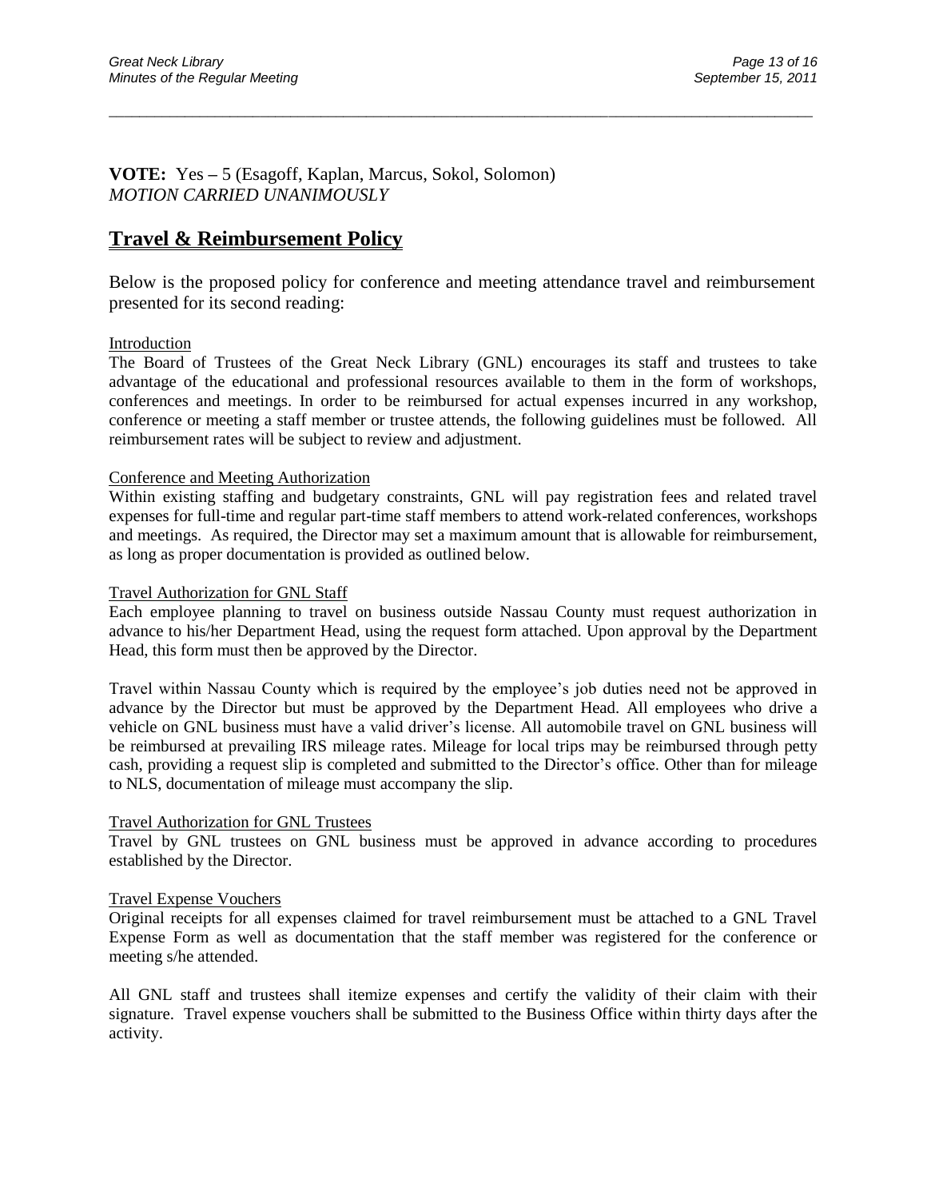**VOTE:** Yes – 5 (Esagoff, Kaplan, Marcus, Sokol, Solomon)
*MOTION CARRIED UNANIMOUSLY*

## Travel & Reimbursement Policy

Below is the proposed policy for conference and meeting attendance travel and reimbursement presented for its second reading:

Introduction

The Board of Trustees of the Great Neck Library (GNL) encourages its staff and trustees to take advantage of the educational and professional resources available to them in the form of workshops, conferences and meetings. In order to be reimbursed for actual expenses incurred in any workshop, conference or meeting a staff member or trustee attends, the following guidelines must be followed. All reimbursement rates will be subject to review and adjustment.

Conference and Meeting Authorization

Within existing staffing and budgetary constraints, GNL will pay registration fees and related travel expenses for full-time and regular part-time staff members to attend work-related conferences, workshops and meetings. As required, the Director may set a maximum amount that is allowable for reimbursement, as long as proper documentation is provided as outlined below.

Travel Authorization for GNL Staff

Each employee planning to travel on business outside Nassau County must request authorization in advance to his/her Department Head, using the request form attached. Upon approval by the Department Head, this form must then be approved by the Director.

Travel within Nassau County which is required by the employee's job duties need not be approved in advance by the Director but must be approved by the Department Head. All employees who drive a vehicle on GNL business must have a valid driver's license. All automobile travel on GNL business will be reimbursed at prevailing IRS mileage rates. Mileage for local trips may be reimbursed through petty cash, providing a request slip is completed and submitted to the Director's office. Other than for mileage to NLS, documentation of mileage must accompany the slip.

Travel Authorization for GNL Trustees

Travel by GNL trustees on GNL business must be approved in advance according to procedures established by the Director.

Travel Expense Vouchers

Original receipts for all expenses claimed for travel reimbursement must be attached to a GNL Travel Expense Form as well as documentation that the staff member was registered for the conference or meeting s/he attended.

All GNL staff and trustees shall itemize expenses and certify the validity of their claim with their signature. Travel expense vouchers shall be submitted to the Business Office within thirty days after the activity.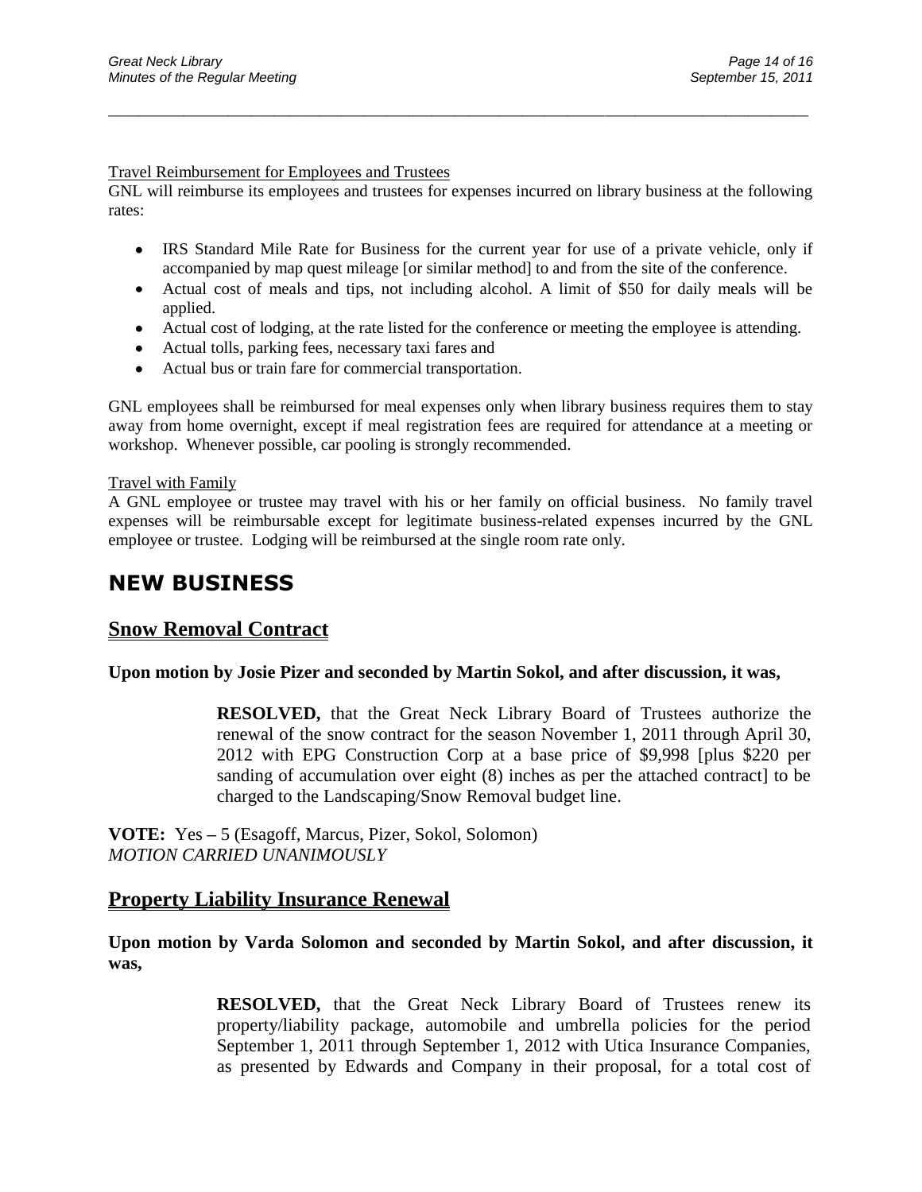Travel Reimbursement for Employees and Trustees

GNL will reimburse its employees and trustees for expenses incurred on library business at the following rates:

- IRS Standard Mile Rate for Business for the current year for use of a private vehicle, only if accompanied by map quest mileage [or similar method] to and from the site of the conference.
- Actual cost of meals and tips, not including alcohol. A limit of $50 for daily meals will be applied.
- Actual cost of lodging, at the rate listed for the conference or meeting the employee is attending.
- Actual tolls, parking fees, necessary taxi fares and
- Actual bus or train fare for commercial transportation.

GNL employees shall be reimbursed for meal expenses only when library business requires them to stay away from home overnight, except if meal registration fees are required for attendance at a meeting or workshop. Whenever possible, car pooling is strongly recommended.

Travel with Family

A GNL employee or trustee may travel with his or her family on official business. No family travel expenses will be reimbursable except for legitimate business-related expenses incurred by the GNL employee or trustee. Lodging will be reimbursed at the single room rate only.

# NEW BUSINESS

## Snow Removal Contract

**Upon motion by Josie Pizer and seconded by Martin Sokol, and after discussion, it was,**

> **RESOLVED,** that the Great Neck Library Board of Trustees authorize the renewal of the snow contract for the season November 1, 2011 through April 30, 2012 with EPG Construction Corp at a base price of $9,998 [plus $220 per sanding of accumulation over eight (8) inches as per the attached contract] to be charged to the Landscaping/Snow Removal budget line.

**VOTE:** Yes – 5 (Esagoff, Marcus, Pizer, Sokol, Solomon)
*MOTION CARRIED UNANIMOUSLY*

## Property Liability Insurance Renewal

**Upon motion by Varda Solomon and seconded by Martin Sokol, and after discussion, it was,**

> **RESOLVED,** that the Great Neck Library Board of Trustees renew its property/liability package, automobile and umbrella policies for the period September 1, 2011 through September 1, 2012 with Utica Insurance Companies, as presented by Edwards and Company in their proposal, for a total cost of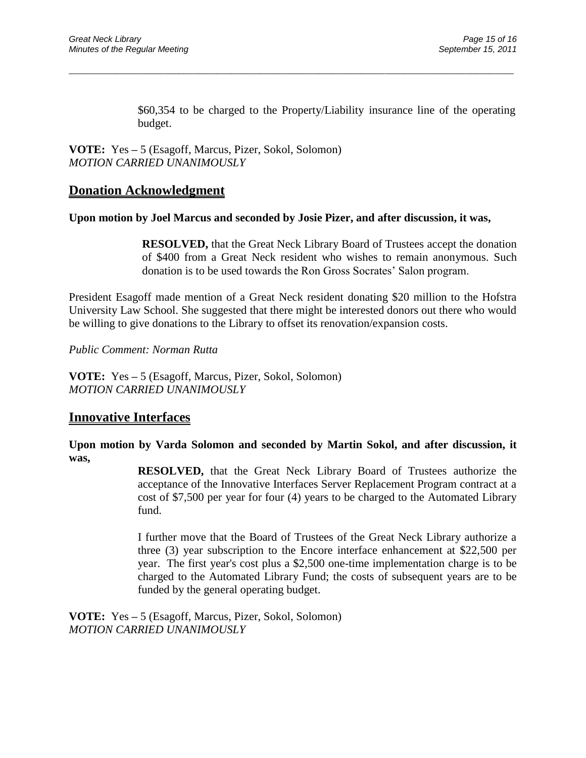$60,354 to be charged to the Property/Liability insurance line of the operating budget.

**VOTE:** Yes – 5 (Esagoff, Marcus, Pizer, Sokol, Solomon)
*MOTION CARRIED UNANIMOUSLY*

## Donation Acknowledgment

**Upon motion by Joel Marcus and seconded by Josie Pizer, and after discussion, it was,**

> **RESOLVED,** that the Great Neck Library Board of Trustees accept the donation of $400 from a Great Neck resident who wishes to remain anonymous. Such donation is to be used towards the Ron Gross Socrates' Salon program.

President Esagoff made mention of a Great Neck resident donating $20 million to the Hofstra University Law School. She suggested that there might be interested donors out there who would be willing to give donations to the Library to offset its renovation/expansion costs.

*Public Comment: Norman Rutta*

**VOTE:** Yes – 5 (Esagoff, Marcus, Pizer, Sokol, Solomon)
*MOTION CARRIED UNANIMOUSLY*

## Innovative Interfaces

**Upon motion by Varda Solomon and seconded by Martin Sokol, and after discussion, it was,**

> **RESOLVED,** that the Great Neck Library Board of Trustees authorize the acceptance of the Innovative Interfaces Server Replacement Program contract at a cost of $7,500 per year for four (4) years to be charged to the Automated Library fund.
>
> I further move that the Board of Trustees of the Great Neck Library authorize a three (3) year subscription to the Encore interface enhancement at $22,500 per year. The first year's cost plus a $2,500 one-time implementation charge is to be charged to the Automated Library Fund; the costs of subsequent years are to be funded by the general operating budget.

**VOTE:** Yes – 5 (Esagoff, Marcus, Pizer, Sokol, Solomon)
*MOTION CARRIED UNANIMOUSLY*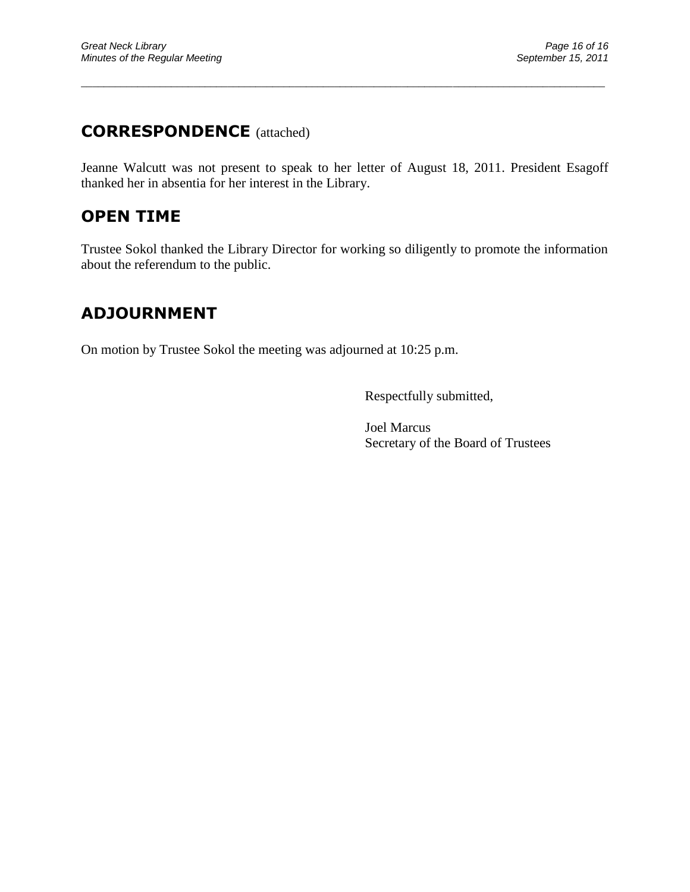## CORRESPONDENCE (attached)

Jeanne Walcutt was not present to speak to her letter of August 18, 2011. President Esagoff thanked her in absentia for her interest in the Library.

## OPEN TIME

Trustee Sokol thanked the Library Director for working so diligently to promote the information about the referendum to the public.

## ADJOURNMENT

On motion by Trustee Sokol the meeting was adjourned at 10:25 p.m.

Respectfully submitted,

Joel Marcus
Secretary of the Board of Trustees